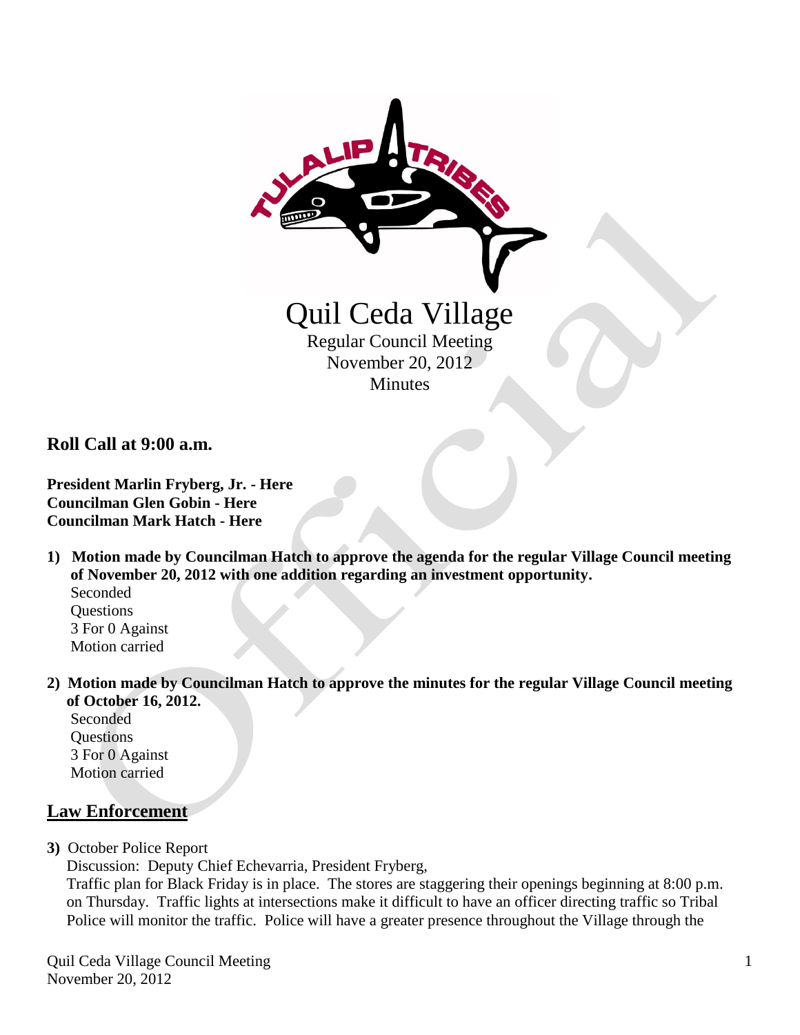# Quil Ceda Village

Regular Council Meeting
November 20, 2012
Minutes

## Roll Call at 9:00 a.m.

**President Marlin Fryberg, Jr. - Here**
**Councilman Glen Gobin - Here**
**Councilman Mark Hatch - Here**

1) **Motion made by Councilman Hatch to approve the agenda for the regular Village Council meeting of November 20, 2012 with one addition regarding an investment opportunity.**
   Seconded
   Questions
   3 For 0 Against
   Motion carried

2) **Motion made by Councilman Hatch to approve the minutes for the regular Village Council meeting of October 16, 2012.**
   Seconded
   Questions
   3 For 0 Against
   Motion carried

## Law Enforcement

3) October Police Report
   Discussion: Deputy Chief Echevarria, President Fryberg,
   Traffic plan for Black Friday is in place. The stores are staggering their openings beginning at 8:00 p.m. on Thursday. Traffic lights at intersections make it difficult to have an officer directing traffic so Tribal Police will monitor the traffic. Police will have a greater presence throughout the Village through the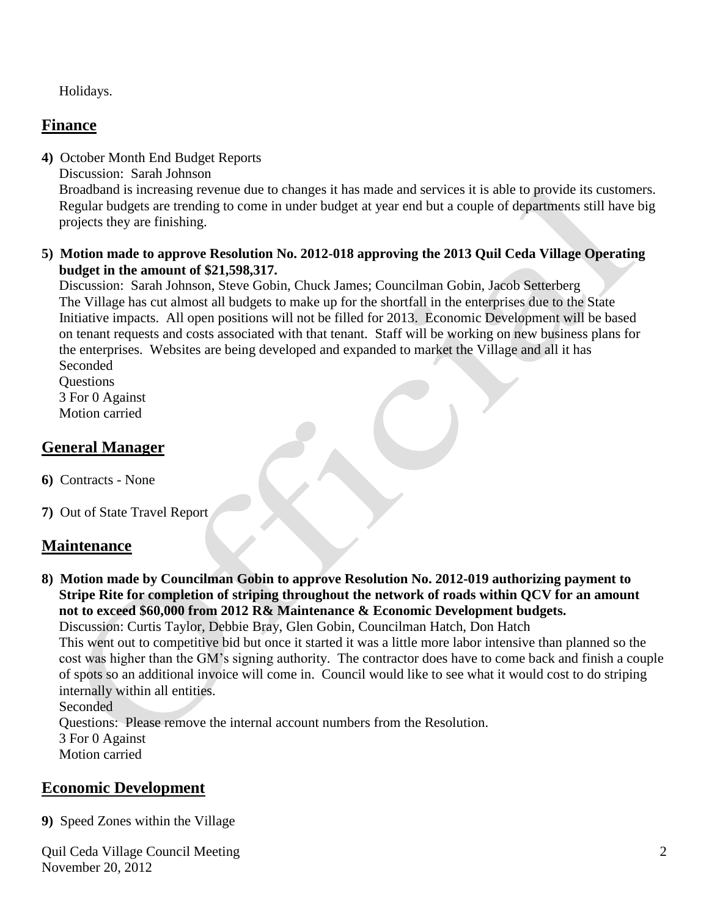Holidays.

## Finance

**4)** October Month End Budget Reports

Discussion: Sarah Johnson

Broadband is increasing revenue due to changes it has made and services it is able to provide its customers. Regular budgets are trending to come in under budget at year end but a couple of departments still have big projects they are finishing.

**5) Motion made to approve Resolution No. 2012-018 approving the 2013 Quil Ceda Village Operating budget in the amount of $21,598,317.**

Discussion: Sarah Johnson, Steve Gobin, Chuck James; Councilman Gobin, Jacob Setterberg

The Village has cut almost all budgets to make up for the shortfall in the enterprises due to the State Initiative impacts. All open positions will not be filled for 2013. Economic Development will be based on tenant requests and costs associated with that tenant. Staff will be working on new business plans for the enterprises. Websites are being developed and expanded to market the Village and all it has

Seconded

Questions

3 For 0 Against

Motion carried

## General Manager

**6)** Contracts - None

**7)** Out of State Travel Report

## Maintenance

**8) Motion made by Councilman Gobin to approve Resolution No. 2012-019 authorizing payment to Stripe Rite for completion of striping throughout the network of roads within QCV for an amount not to exceed $60,000 from 2012 R& Maintenance & Economic Development budgets.**

Discussion: Curtis Taylor, Debbie Bray, Glen Gobin, Councilman Hatch, Don Hatch

This went out to competitive bid but once it started it was a little more labor intensive than planned so the cost was higher than the GM's signing authority. The contractor does have to come back and finish a couple of spots so an additional invoice will come in. Council would like to see what it would cost to do striping internally within all entities.

Seconded

Questions: Please remove the internal account numbers from the Resolution.

3 For 0 Against

Motion carried

## Economic Development

**9)** Speed Zones within the Village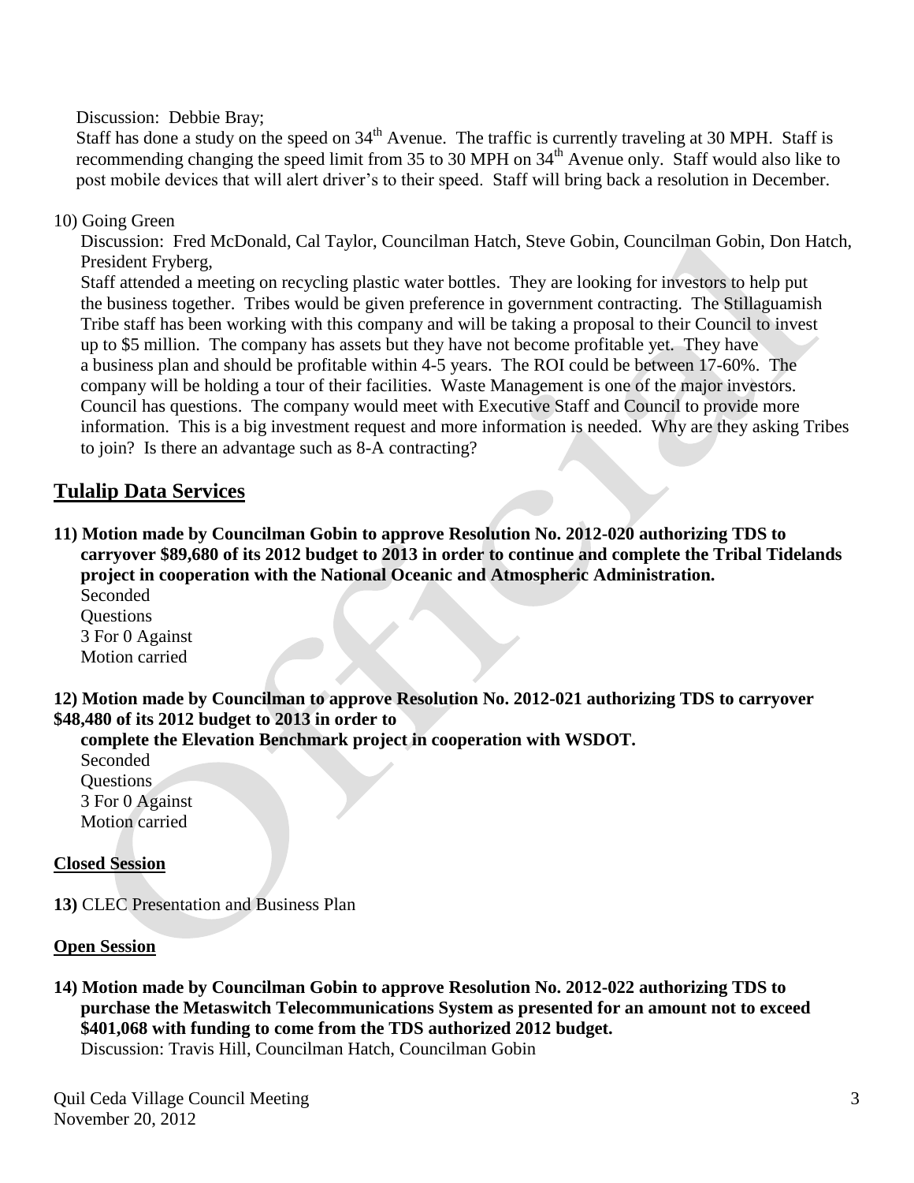Discussion: Debbie Bray;

Staff has done a study on the speed on 34th Avenue. The traffic is currently traveling at 30 MPH. Staff is recommending changing the speed limit from 35 to 30 MPH on 34th Avenue only. Staff would also like to post mobile devices that will alert driver's to their speed. Staff will bring back a resolution in December.

10) Going Green

Discussion: Fred McDonald, Cal Taylor, Councilman Hatch, Steve Gobin, Councilman Gobin, Don Hatch, President Fryberg,

Staff attended a meeting on recycling plastic water bottles. They are looking for investors to help put the business together. Tribes would be given preference in government contracting. The Stillaguamish Tribe staff has been working with this company and will be taking a proposal to their Council to invest up to $5 million. The company has assets but they have not become profitable yet. They have a business plan and should be profitable within 4-5 years. The ROI could be between 17-60%. The company will be holding a tour of their facilities. Waste Management is one of the major investors. Council has questions. The company would meet with Executive Staff and Council to provide more information. This is a big investment request and more information is needed. Why are they asking Tribes to join? Is there an advantage such as 8-A contracting?

## Tulalip Data Services

**11) Motion made by Councilman Gobin to approve Resolution No. 2012-020 authorizing TDS to carryover $89,680 of its 2012 budget to 2013 in order to continue and complete the Tribal Tidelands project in cooperation with the National Oceanic and Atmospheric Administration.**

Seconded
Questions
3 For 0 Against
Motion carried

**12) Motion made by Councilman to approve Resolution No. 2012-021 authorizing TDS to carryover $48,480 of its 2012 budget to 2013 in order to complete the Elevation Benchmark project in cooperation with WSDOT.**

Seconded
Questions
3 For 0 Against
Motion carried

**Closed Session**

**13)** CLEC Presentation and Business Plan

**Open Session**

**14) Motion made by Councilman Gobin to approve Resolution No. 2012-022 authorizing TDS to purchase the Metaswitch Telecommunications System as presented for an amount not to exceed $401,068 with funding to come from the TDS authorized 2012 budget.**

Discussion: Travis Hill, Councilman Hatch, Councilman Gobin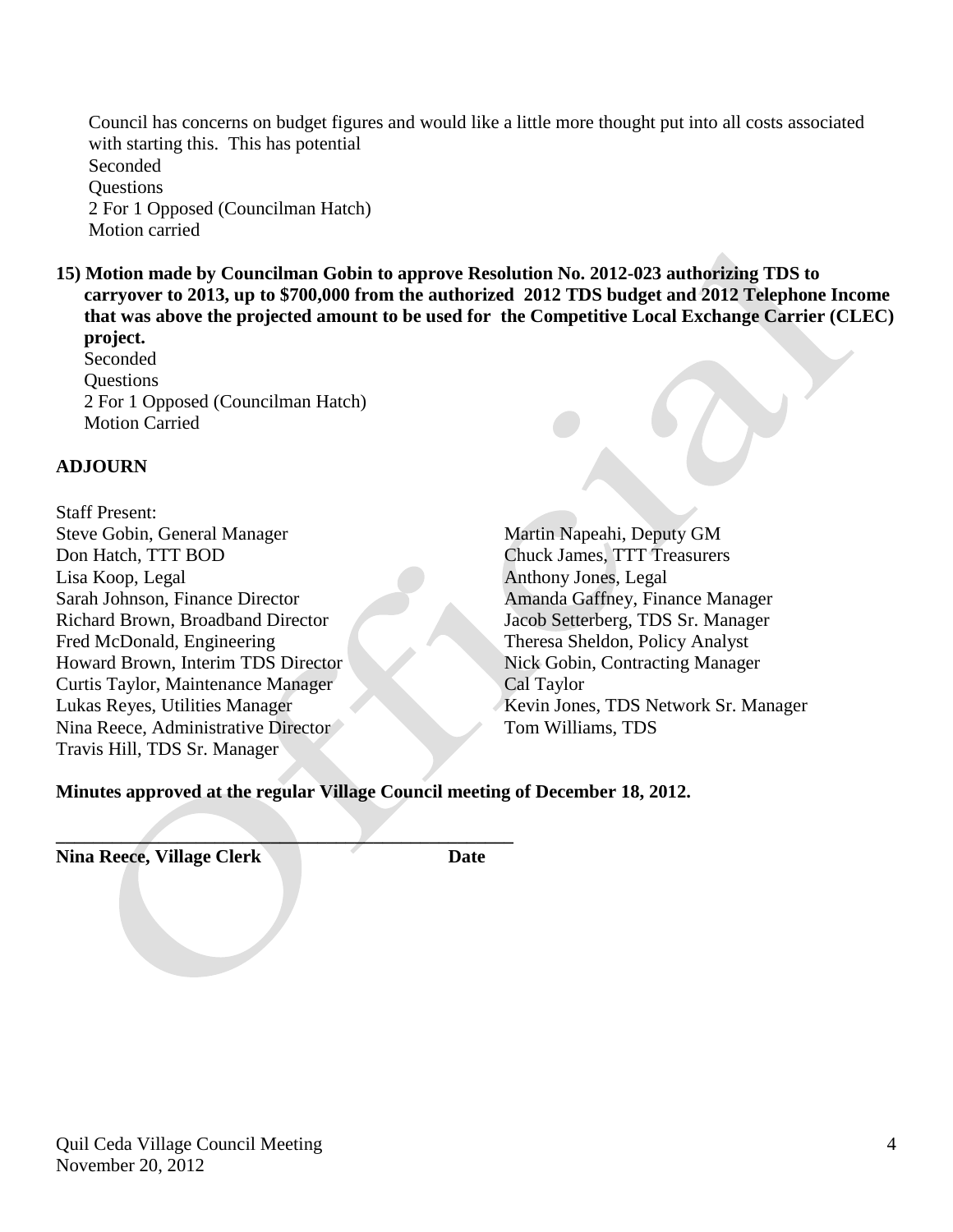Council has concerns on budget figures and would like a little more thought put into all costs associated with starting this. This has potential

Seconded

Questions

2 For 1 Opposed (Councilman Hatch)

Motion carried

**15) Motion made by Councilman Gobin to approve Resolution No. 2012-023 authorizing TDS to carryover to 2013, up to $700,000 from the authorized 2012 TDS budget and 2012 Telephone Income that was above the projected amount to be used for the Competitive Local Exchange Carrier (CLEC) project.**

Seconded

Questions

2 For 1 Opposed (Councilman Hatch)

Motion Carried

**ADJOURN**

Staff Present:

Steve Gobin, General Manager
Don Hatch, TTT BOD
Lisa Koop, Legal
Sarah Johnson, Finance Director
Richard Brown, Broadband Director
Fred McDonald, Engineering
Howard Brown, Interim TDS Director
Curtis Taylor, Maintenance Manager
Lukas Reyes, Utilities Manager
Nina Reece, Administrative Director
Travis Hill, TDS Sr. Manager
Martin Napeahi, Deputy GM
Chuck James, TTT Treasurers
Anthony Jones, Legal
Amanda Gaffney, Finance Manager
Jacob Setterberg, TDS Sr. Manager
Theresa Sheldon, Policy Analyst
Nick Gobin, Contracting Manager
Cal Taylor
Kevin Jones, TDS Network Sr. Manager
Tom Williams, TDS

**Minutes approved at the regular Village Council meeting of December 18, 2012.**

\_\_\_\_\_\_\_\_\_\_\_\_\_\_\_\_\_\_\_\_\_\_\_\_\_\_\_\_\_\_\_\_\_\_\_\_\_\_\_\_\_\_\_\_\_\_\_\_\_\_

**Nina Reece, Village Clerk** **Date**